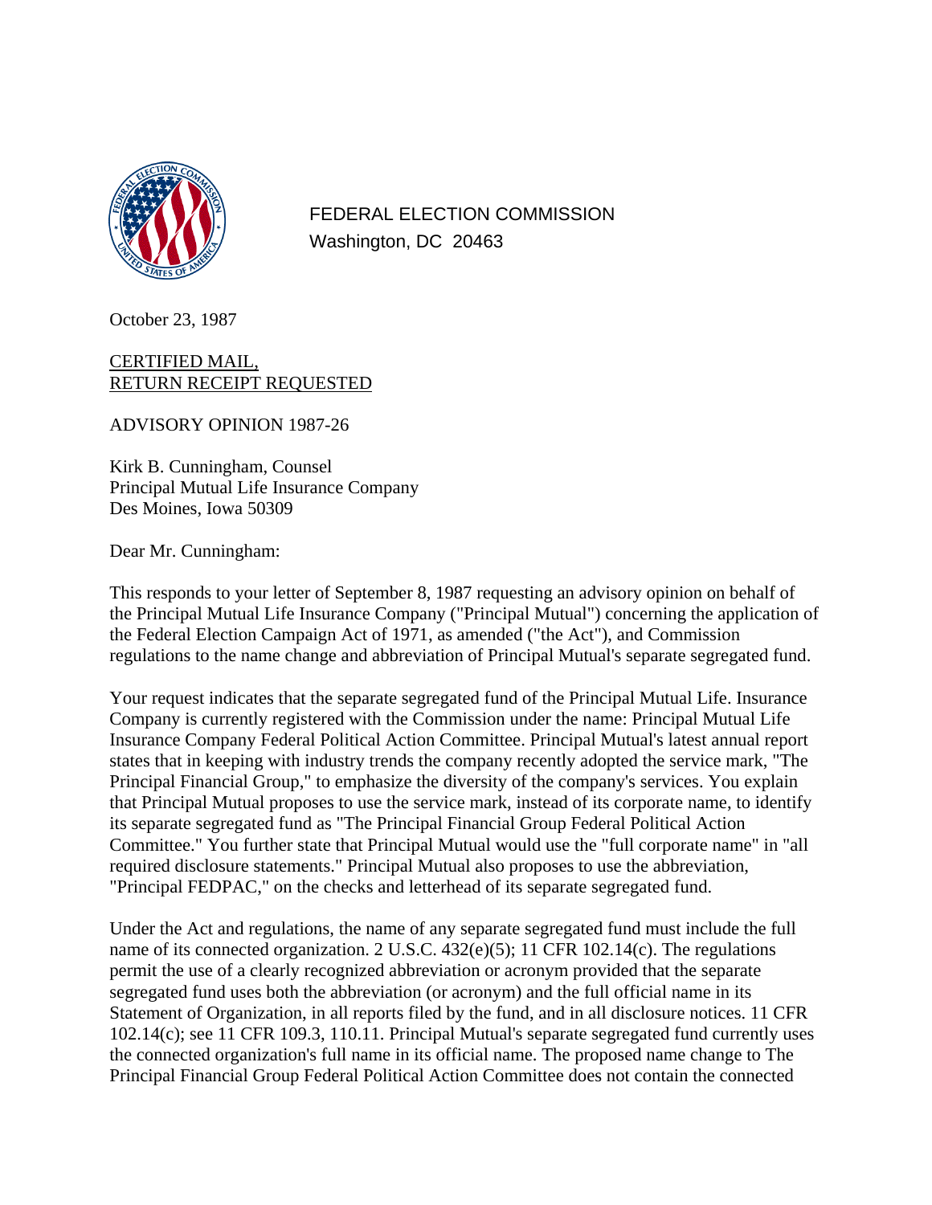FEDERAL ELECTION COMMISSION
Washington, DC 20463

October 23, 1987

CERTIFIED MAIL,
RETURN RECEIPT REQUESTED

ADVISORY OPINION 1987-26

Kirk B. Cunningham, Counsel
Principal Mutual Life Insurance Company
Des Moines, Iowa 50309

Dear Mr. Cunningham:

This responds to your letter of September 8, 1987 requesting an advisory opinion on behalf of the Principal Mutual Life Insurance Company ("Principal Mutual") concerning the application of the Federal Election Campaign Act of 1971, as amended ("the Act"), and Commission regulations to the name change and abbreviation of Principal Mutual's separate segregated fund.

Your request indicates that the separate segregated fund of the Principal Mutual Life. Insurance Company is currently registered with the Commission under the name: Principal Mutual Life Insurance Company Federal Political Action Committee. Principal Mutual's latest annual report states that in keeping with industry trends the company recently adopted the service mark, "The Principal Financial Group," to emphasize the diversity of the company's services. You explain that Principal Mutual proposes to use the service mark, instead of its corporate name, to identify its separate segregated fund as "The Principal Financial Group Federal Political Action Committee." You further state that Principal Mutual would use the "full corporate name" in "all required disclosure statements." Principal Mutual also proposes to use the abbreviation, "Principal FEDPAC," on the checks and letterhead of its separate segregated fund.

Under the Act and regulations, the name of any separate segregated fund must include the full name of its connected organization. 2 U.S.C. 432(e)(5); 11 CFR 102.14(c). The regulations permit the use of a clearly recognized abbreviation or acronym provided that the separate segregated fund uses both the abbreviation (or acronym) and the full official name in its Statement of Organization, in all reports filed by the fund, and in all disclosure notices. 11 CFR 102.14(c); see 11 CFR 109.3, 110.11. Principal Mutual's separate segregated fund currently uses the connected organization's full name in its official name. The proposed name change to The Principal Financial Group Federal Political Action Committee does not contain the connected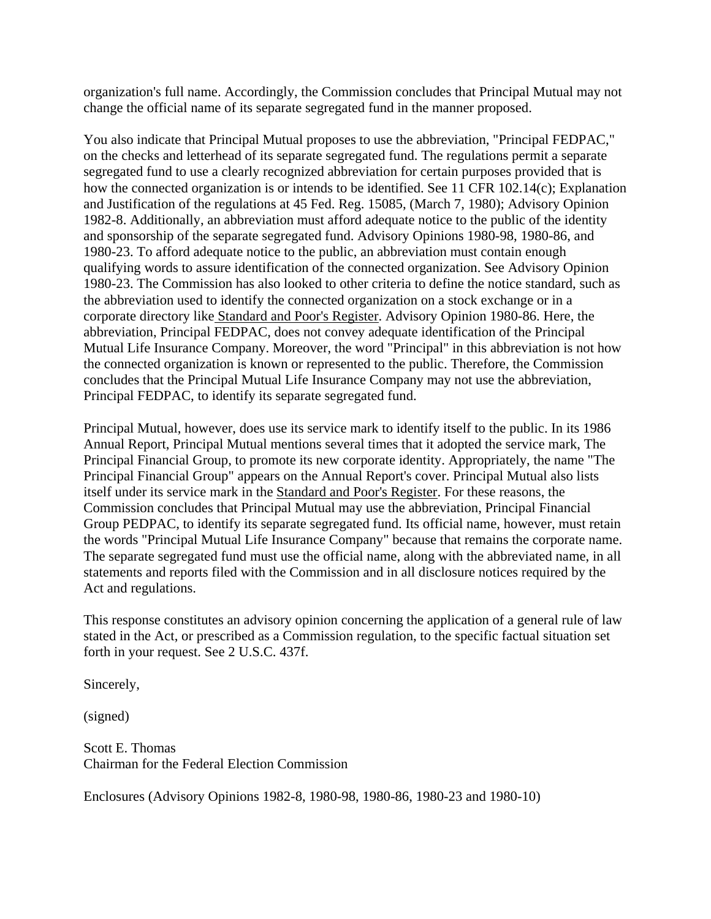organization's full name. Accordingly, the Commission concludes that Principal Mutual may not change the official name of its separate segregated fund in the manner proposed.

You also indicate that Principal Mutual proposes to use the abbreviation, "Principal FEDPAC," on the checks and letterhead of its separate segregated fund. The regulations permit a separate segregated fund to use a clearly recognized abbreviation for certain purposes provided that is how the connected organization is or intends to be identified. See 11 CFR 102.14(c); Explanation and Justification of the regulations at 45 Fed. Reg. 15085, (March 7, 1980); Advisory Opinion 1982-8. Additionally, an abbreviation must afford adequate notice to the public of the identity and sponsorship of the separate segregated fund. Advisory Opinions 1980-98, 1980-86, and 1980-23. To afford adequate notice to the public, an abbreviation must contain enough qualifying words to assure identification of the connected organization. See Advisory Opinion 1980-23. The Commission has also looked to other criteria to define the notice standard, such as the abbreviation used to identify the connected organization on a stock exchange or in a corporate directory like Standard and Poor's Register. Advisory Opinion 1980-86. Here, the abbreviation, Principal FEDPAC, does not convey adequate identification of the Principal Mutual Life Insurance Company. Moreover, the word "Principal" in this abbreviation is not how the connected organization is known or represented to the public. Therefore, the Commission concludes that the Principal Mutual Life Insurance Company may not use the abbreviation, Principal FEDPAC, to identify its separate segregated fund.

Principal Mutual, however, does use its service mark to identify itself to the public. In its 1986 Annual Report, Principal Mutual mentions several times that it adopted the service mark, The Principal Financial Group, to promote its new corporate identity. Appropriately, the name "The Principal Financial Group" appears on the Annual Report's cover. Principal Mutual also lists itself under its service mark in the Standard and Poor's Register. For these reasons, the Commission concludes that Principal Mutual may use the abbreviation, Principal Financial Group PEDPAC, to identify its separate segregated fund. Its official name, however, must retain the words "Principal Mutual Life Insurance Company" because that remains the corporate name. The separate segregated fund must use the official name, along with the abbreviated name, in all statements and reports filed with the Commission and in all disclosure notices required by the Act and regulations.

This response constitutes an advisory opinion concerning the application of a general rule of law stated in the Act, or prescribed as a Commission regulation, to the specific factual situation set forth in your request. See 2 U.S.C. 437f.

Sincerely,

(signed)

Scott E. Thomas
Chairman for the Federal Election Commission

Enclosures (Advisory Opinions 1982-8, 1980-98, 1980-86, 1980-23 and 1980-10)